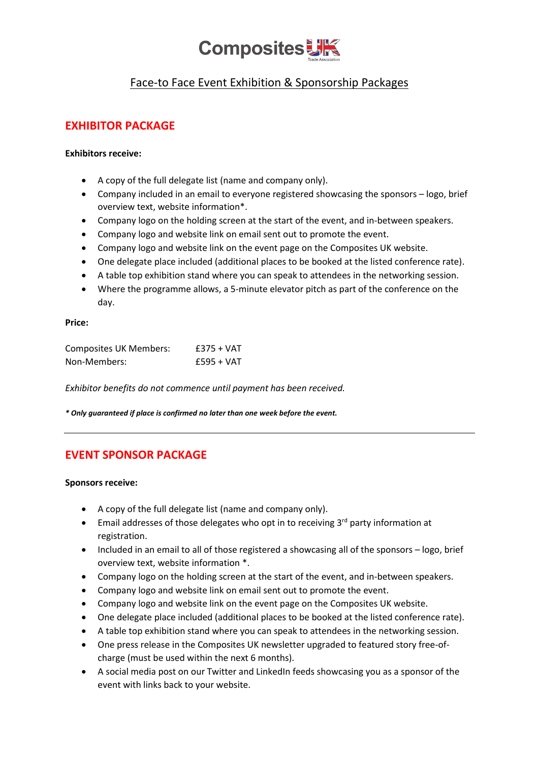Composites UK
Trade Association

# Face-to Face Event Exhibition & Sponsorship Packages

## EXHIBITOR PACKAGE

**Exhibitors receive:**

- A copy of the full delegate list (name and company only).
- Company included in an email to everyone registered showcasing the sponsors – logo, brief overview text, website information*.
- Company logo on the holding screen at the start of the event, and in-between speakers.
- Company logo and website link on email sent out to promote the event.
- Company logo and website link on the event page on the Composites UK website.
- One delegate place included (additional places to be booked at the listed conference rate).
- A table top exhibition stand where you can speak to attendees in the networking session.
- Where the programme allows, a 5-minute elevator pitch as part of the conference on the day.

**Price:**

| | |
|---|---|
| Composites UK Members: | £375 + VAT |
| Non-Members: | £595 + VAT |

*Exhibitor benefits do not commence until payment has been received.*

***** Only guaranteed if place is confirmed no later than one week before the event.***

---

## EVENT SPONSOR PACKAGE

**Sponsors receive:**

- A copy of the full delegate list (name and company only).
- Email addresses of those delegates who opt in to receiving 3rd party information at registration.
- Included in an email to all of those registered a showcasing all of the sponsors – logo, brief overview text, website information *.
- Company logo on the holding screen at the start of the event, and in-between speakers.
- Company logo and website link on email sent out to promote the event.
- Company logo and website link on the event page on the Composites UK website.
- One delegate place included (additional places to be booked at the listed conference rate).
- A table top exhibition stand where you can speak to attendees in the networking session.
- One press release in the Composites UK newsletter upgraded to featured story free-of-charge (must be used within the next 6 months).
- A social media post on our Twitter and LinkedIn feeds showcasing you as a sponsor of the event with links back to your website.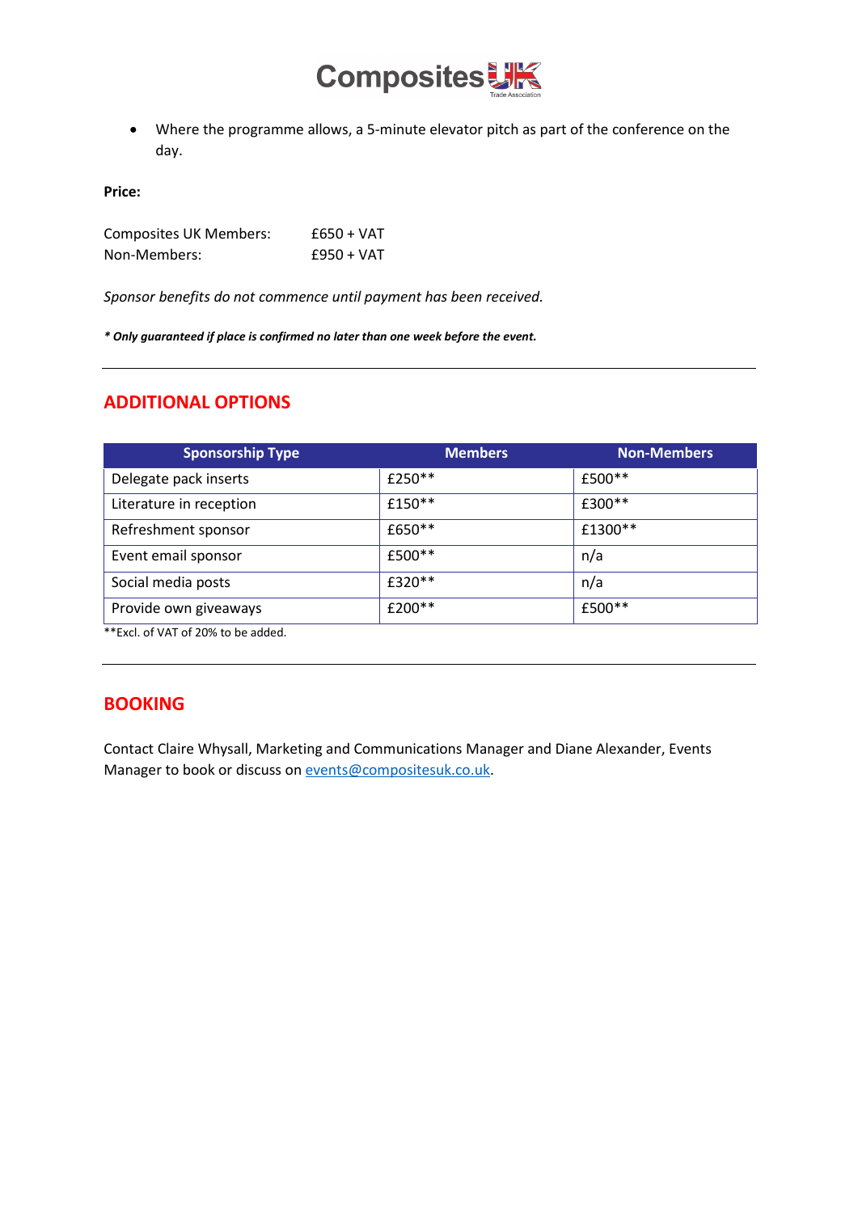- Where the programme allows, a 5-minute elevator pitch as part of the conference on the day.

**Price:**

Composites UK Members: £650 + VAT
Non-Members: £950 + VAT

*Sponsor benefits do not commence until payment has been received.*

***\* Only guaranteed if place is confirmed no later than one week before the event.***

---

## ADDITIONAL OPTIONS

| Sponsorship Type | Members | Non-Members |
|---|---|---|
| Delegate pack inserts | £250** | £500** |
| Literature in reception | £150** | £300** |
| Refreshment sponsor | £650** | £1300** |
| Event email sponsor | £500** | n/a |
| Social media posts | £320** | n/a |
| Provide own giveaways | £200** | £500** |

**Excl. of VAT of 20% to be added.

---

## BOOKING

Contact Claire Whysall, Marketing and Communications Manager and Diane Alexander, Events Manager to book or discuss on [events@compositesuk.co.uk](mailto:events@compositesuk.co.uk).